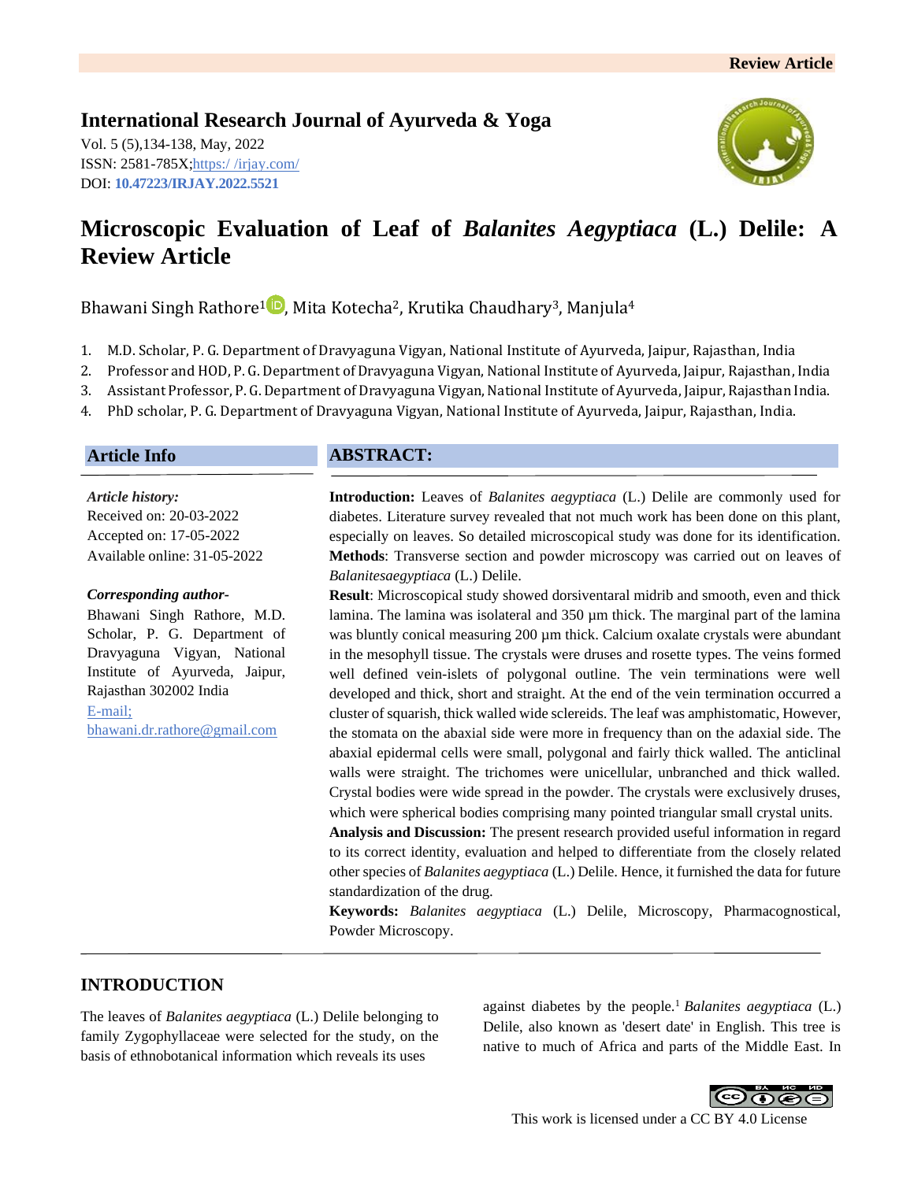Review Article

**International Research Journal of Ayurveda & Yoga**

Vol. 5 (5),134-138, May, 2022
ISSN: 2581-785X;https:/ /irjay.com/
DOI: **10.47223/IRJAY.2022.5521**

# Microscopic Evaluation of Leaf of *Balanites Aegyptiaca* (L.) Delile: A Review Article

Bhawani Singh Rathore[1], Mita Kotecha[2], Krutika Chaudhary[3], Manjula[4]

1. M.D. Scholar, P. G. Department of Dravyaguna Vigyan, National Institute of Ayurveda, Jaipur, Rajasthan, India
2. Professor and HOD, P. G. Department of Dravyaguna Vigyan, National Institute of Ayurveda, Jaipur, Rajasthan, India
3. Assistant Professor, P. G. Department of Dravyaguna Vigyan, National Institute of Ayurveda, Jaipur, Rajasthan India.
4. PhD scholar, P. G. Department of Dravyaguna Vigyan, National Institute of Ayurveda, Jaipur, Rajasthan, India.

## Article Info

*Article history:*
Received on: 20-03-2022
Accepted on: 17-05-2022
Available online: 31-05-2022

***Corresponding author-***
Bhawani Singh Rathore, M.D. Scholar, P. G. Department of Dravyaguna Vigyan, National Institute of Ayurveda, Jaipur, Rajasthan 302002 India
E-mail; bhawani.dr.rathore@gmail.com

## ABSTRACT:

**Introduction:** Leaves of *Balanites aegyptiaca* (L.) Delile are commonly used for diabetes. Literature survey revealed that not much work has been done on this plant, especially on leaves. So detailed microscopical study was done for its identification.
**Methods**: Transverse section and powder microscopy was carried out on leaves of *Balanitesaegyptiaca* (L.) Delile.
**Result**: Microscopical study showed dorsiventaral midrib and smooth, even and thick lamina. The lamina was isolateral and 350 µm thick. The marginal part of the lamina was bluntly conical measuring 200 µm thick. Calcium oxalate crystals were abundant in the mesophyll tissue. The crystals were druses and rosette types. The veins formed well defined vein-islets of polygonal outline. The vein terminations were well developed and thick, short and straight. At the end of the vein termination occurred a cluster of squarish, thick walled wide sclereids. The leaf was amphistomatic, However, the stomata on the abaxial side were more in frequency than on the adaxial side. The abaxial epidermal cells were small, polygonal and fairly thick walled. The anticlinal walls were straight. The trichomes were unicellular, unbranched and thick walled. Crystal bodies were wide spread in the powder. The crystals were exclusively druses, which were spherical bodies comprising many pointed triangular small crystal units.
**Analysis and Discussion:** The present research provided useful information in regard to its correct identity, evaluation and helped to differentiate from the closely related other species of *Balanites aegyptiaca* (L.) Delile. Hence, it furnished the data for future standardization of the drug.
**Keywords:** *Balanites aegyptiaca* (L.) Delile, Microscopy, Pharmacognostical, Powder Microscopy.

## INTRODUCTION

The leaves of *Balanites aegyptiaca* (L.) Delile belonging to family Zygophyllaceae were selected for the study, on the basis of ethnobotanical information which reveals its uses against diabetes by the people.[1] *Balanites aegyptiaca* (L.) Delile, also known as 'desert date' in English. This tree is native to much of Africa and parts of the Middle East. In

This work is licensed under a CC BY 4.0 License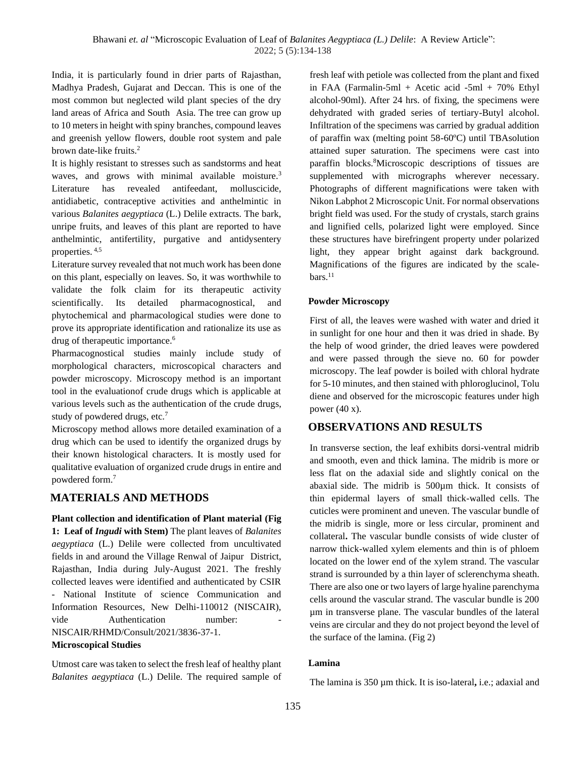India, it is particularly found in drier parts of Rajasthan, Madhya Pradesh, Gujarat and Deccan. This is one of the most common but neglected wild plant species of the dry land areas of Africa and South Asia. The tree can grow up to 10 meters in height with spiny branches, compound leaves and greenish yellow flowers, double root system and pale brown date-like fruits.[2]

It is highly resistant to stresses such as sandstorms and heat waves, and grows with minimal available moisture.[3] Literature has revealed antifeedant, molluscicide, antidiabetic, contraceptive activities and anthelmintic in various *Balanites aegyptiaca* (L.) Delile extracts. The bark, unripe fruits, and leaves of this plant are reported to have anthelmintic, antifertility, purgative and antidysentery properties. [4,5]

Literature survey revealed that not much work has been done on this plant, especially on leaves. So, it was worthwhile to validate the folk claim for its therapeutic activity scientifically. Its detailed pharmacognostical, and phytochemical and pharmacological studies were done to prove its appropriate identification and rationalize its use as drug of therapeutic importance.[6]

Pharmacognostical studies mainly include study of morphological characters, microscopical characters and powder microscopy. Microscopy method is an important tool in the evaluationof crude drugs which is applicable at various levels such as the authentication of the crude drugs, study of powdered drugs, etc.[7]

Microscopy method allows more detailed examination of a drug which can be used to identify the organized drugs by their known histological characters. It is mostly used for qualitative evaluation of organized crude drugs in entire and powdered form.[7]

## MATERIALS AND METHODS

**Plant collection and identification of Plant material (Fig 1: Leaf of *Ingudi* with Stem)** The plant leaves of *Balanites aegyptiaca* (L.) Delile were collected from uncultivated fields in and around the Village Renwal of Jaipur District, Rajasthan, India during July-August 2021. The freshly collected leaves were identified and authenticated by CSIR - National Institute of science Communication and Information Resources, New Delhi-110012 (NISCAIR), vide Authentication number: - NISCAIR/RHMD/Consult/2021/3836-37-1.

**Microscopical Studies**

Utmost care was taken to select the fresh leaf of healthy plant *Balanites aegyptiaca* (L.) Delile. The required sample of fresh leaf with petiole was collected from the plant and fixed in FAA (Farmalin-5ml + Acetic acid -5ml + 70% Ethyl alcohol-90ml). After 24 hrs. of fixing, the specimens were dehydrated with graded series of tertiary-Butyl alcohol. Infiltration of the specimens was carried by gradual addition of paraffin wax (melting point 58-60ºC) until TBAsolution attained super saturation. The specimens were cast into paraffin blocks.[8]Microscopic descriptions of tissues are supplemented with micrographs wherever necessary. Photographs of different magnifications were taken with Nikon Labphot 2 Microscopic Unit. For normal observations bright field was used. For the study of crystals, starch grains and lignified cells, polarized light were employed. Since these structures have birefringent property under polarized light, they appear bright against dark background. Magnifications of the figures are indicated by the scale-bars.[11]

**Powder Microscopy**

First of all, the leaves were washed with water and dried it in sunlight for one hour and then it was dried in shade. By the help of wood grinder, the dried leaves were powdered and were passed through the sieve no. 60 for powder microscopy. The leaf powder is boiled with chloral hydrate for 5-10 minutes, and then stained with phloroglucinol, Tolu diene and observed for the microscopic features under high power (40 x).

## OBSERVATIONS AND RESULTS

In transverse section, the leaf exhibits dorsi-ventral midrib and smooth, even and thick lamina. The midrib is more or less flat on the adaxial side and slightly conical on the abaxial side. The midrib is 500µm thick. It consists of thin epidermal layers of small thick-walled cells. The cuticles were prominent and uneven. The vascular bundle of the midrib is single, more or less circular, prominent and collateral**.** The vascular bundle consists of wide cluster of narrow thick-walled xylem elements and thin is of phloem located on the lower end of the xylem strand. The vascular strand is surrounded by a thin layer of sclerenchyma sheath. There are also one or two layers of large hyaline parenchyma cells around the vascular strand. The vascular bundle is 200 µm in transverse plane. The vascular bundles of the lateral veins are circular and they do not project beyond the level of the surface of the lamina. (Fig 2)

**Lamina**

The lamina is 350 µm thick. It is iso-lateral**,** i.e.; adaxial and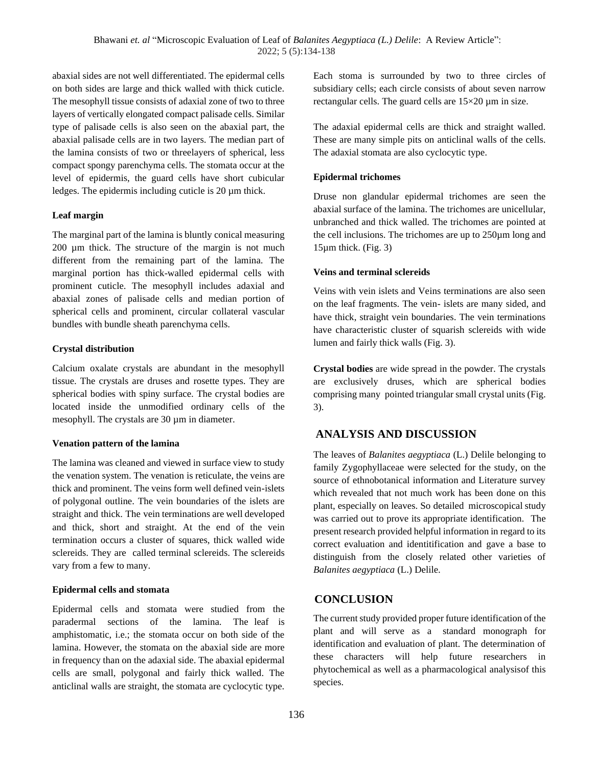abaxial sides are not well differentiated. The epidermal cells on both sides are large and thick walled with thick cuticle. The mesophyll tissue consists of adaxial zone of two to three layers of vertically elongated compact palisade cells. Similar type of palisade cells is also seen on the abaxial part, the abaxial palisade cells are in two layers. The median part of the lamina consists of two or threelayers of spherical, less compact spongy parenchyma cells. The stomata occur at the level of epidermis, the guard cells have short cubicular ledges. The epidermis including cuticle is 20 µm thick.

#### Leaf margin

The marginal part of the lamina is bluntly conical measuring 200 µm thick. The structure of the margin is not much different from the remaining part of the lamina. The marginal portion has thick-walled epidermal cells with prominent cuticle. The mesophyll includes adaxial and abaxial zones of palisade cells and median portion of spherical cells and prominent, circular collateral vascular bundles with bundle sheath parenchyma cells.

#### Crystal distribution

Calcium oxalate crystals are abundant in the mesophyll tissue. The crystals are druses and rosette types. They are spherical bodies with spiny surface. The crystal bodies are located inside the unmodified ordinary cells of the mesophyll. The crystals are 30 µm in diameter.

#### Venation pattern of the lamina

The lamina was cleaned and viewed in surface view to study the venation system. The venation is reticulate, the veins are thick and prominent. The veins form well defined vein-islets of polygonal outline. The vein boundaries of the islets are straight and thick. The vein terminations are well developed and thick, short and straight. At the end of the vein termination occurs a cluster of squares, thick walled wide sclereids. They are called terminal sclereids. The sclereids vary from a few to many.

#### Epidermal cells and stomata

Epidermal cells and stomata were studied from the paradermal sections of the lamina. The leaf is amphistomatic, i.e.; the stomata occur on both side of the lamina. However, the stomata on the abaxial side are more in frequency than on the adaxial side. The abaxial epidermal cells are small, polygonal and fairly thick walled. The anticlinal walls are straight, the stomata are cyclocytic type. Each stoma is surrounded by two to three circles of subsidiary cells; each circle consists of about seven narrow rectangular cells. The guard cells are 15×20 µm in size.

The adaxial epidermal cells are thick and straight walled. These are many simple pits on anticlinal walls of the cells. The adaxial stomata are also cyclocytic type.

#### Epidermal trichomes

Druse non glandular epidermal trichomes are seen the abaxial surface of the lamina. The trichomes are unicellular, unbranched and thick walled. The trichomes are pointed at the cell inclusions. The trichomes are up to 250µm long and 15µm thick. (Fig. 3)

#### Veins and terminal sclereids

Veins with vein islets and Veins terminations are also seen on the leaf fragments. The vein- islets are many sided, and have thick, straight vein boundaries. The vein terminations have characteristic cluster of squarish sclereids with wide lumen and fairly thick walls (Fig. 3).

**Crystal bodies** are wide spread in the powder. The crystals are exclusively druses, which are spherical bodies comprising many pointed triangular small crystal units (Fig. 3).

## ANALYSIS AND DISCUSSION

The leaves of *Balanites aegyptiaca* (L.) Delile belonging to family Zygophyllaceae were selected for the study, on the source of ethnobotanical information and Literature survey which revealed that not much work has been done on this plant, especially on leaves. So detailed microscopical study was carried out to prove its appropriate identification. The present research provided helpful information in regard to its correct evaluation and identitification and gave a base to distinguish from the closely related other varieties of *Balanites aegyptiaca* (L.) Delile.

## CONCLUSION

The current study provided proper future identification of the plant and will serve as a standard monograph for identification and evaluation of plant. The determination of these characters will help future researchers in phytochemical as well as a pharmacological analysisof this species.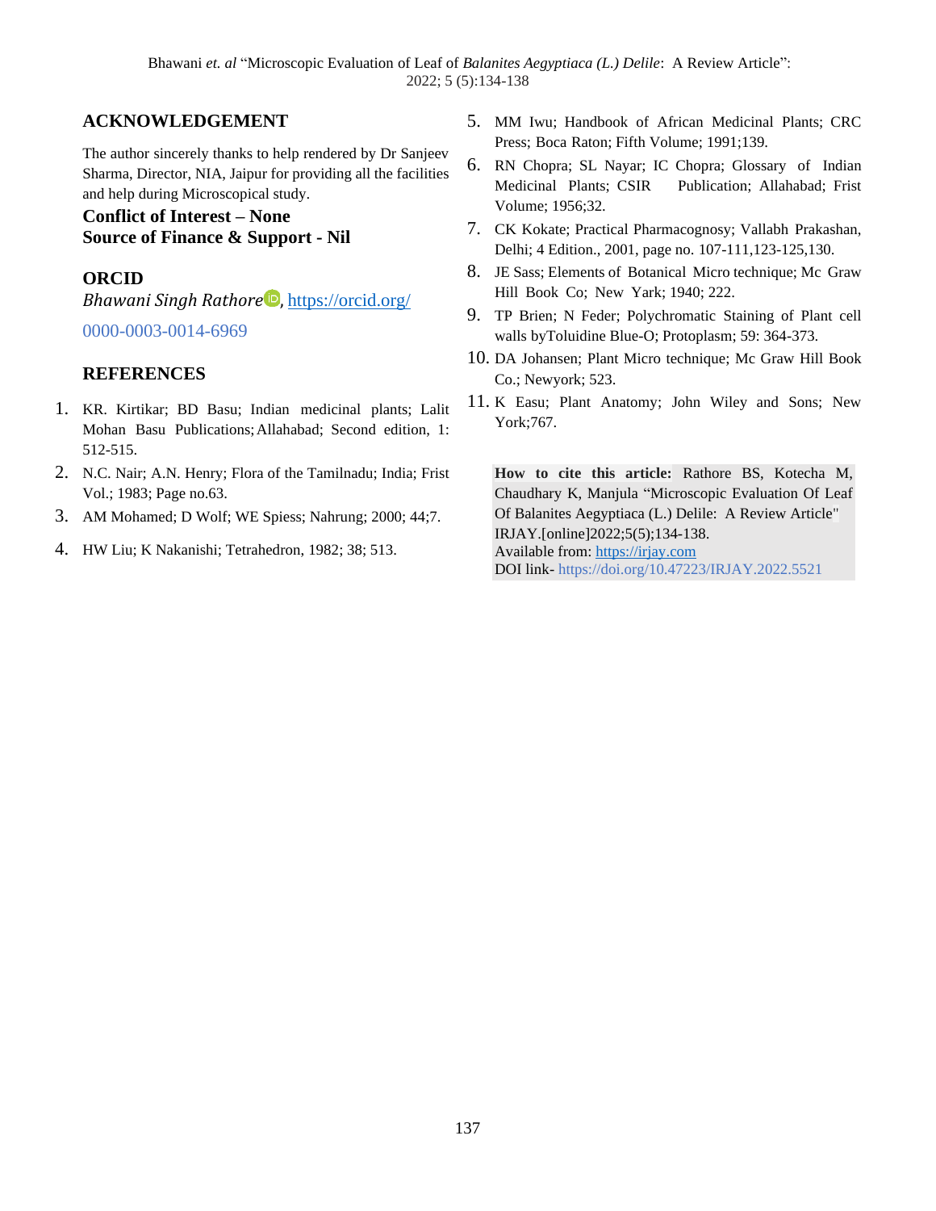## ACKNOWLEDGEMENT

The author sincerely thanks to help rendered by Dr Sanjeev Sharma, Director, NIA, Jaipur for providing all the facilities and help during Microscopical study.

**Conflict of Interest – None**
**Source of Finance & Support - Nil**

## ORCID

*Bhawani Singh Rathore*, https://orcid.org/0000-0003-0014-6969

## REFERENCES

1. KR. Kirtikar; BD Basu; Indian medicinal plants; Lalit Mohan Basu Publications; Allahabad; Second edition, 1: 512-515.
2. N.C. Nair; A.N. Henry; Flora of the Tamilnadu; India; Frist Vol.; 1983; Page no.63.
3. AM Mohamed; D Wolf; WE Spiess; Nahrung; 2000; 44;7.
4. HW Liu; K Nakanishi; Tetrahedron, 1982; 38; 513.
5. MM Iwu; Handbook of African Medicinal Plants; CRC Press; Boca Raton; Fifth Volume; 1991;139.
6. RN Chopra; SL Nayar; IC Chopra; Glossary of Indian Medicinal Plants; CSIR Publication; Allahabad; Frist Volume; 1956;32.
7. CK Kokate; Practical Pharmacognosy; Vallabh Prakashan, Delhi; 4 Edition., 2001, page no. 107-111,123-125,130.
8. JE Sass; Elements of Botanical Micro technique; Mc Graw Hill Book Co; New Yark; 1940; 222.
9. TP Brien; N Feder; Polychromatic Staining of Plant cell walls byToluidine Blue-O; Protoplasm; 59: 364-373.
10. DA Johansen; Plant Micro technique; Mc Graw Hill Book Co.; Newyork; 523.
11. K Easu; Plant Anatomy; John Wiley and Sons; New York;767.

**How to cite this article:** Rathore BS, Kotecha M, Chaudhary K, Manjula "Microscopic Evaluation Of Leaf Of Balanites Aegyptiaca (L.) Delile: A Review Article" IRJAY.[online]2022;5(5);134-138.
Available from: https://irjay.com
DOI link- https://doi.org/10.47223/IRJAY.2022.5521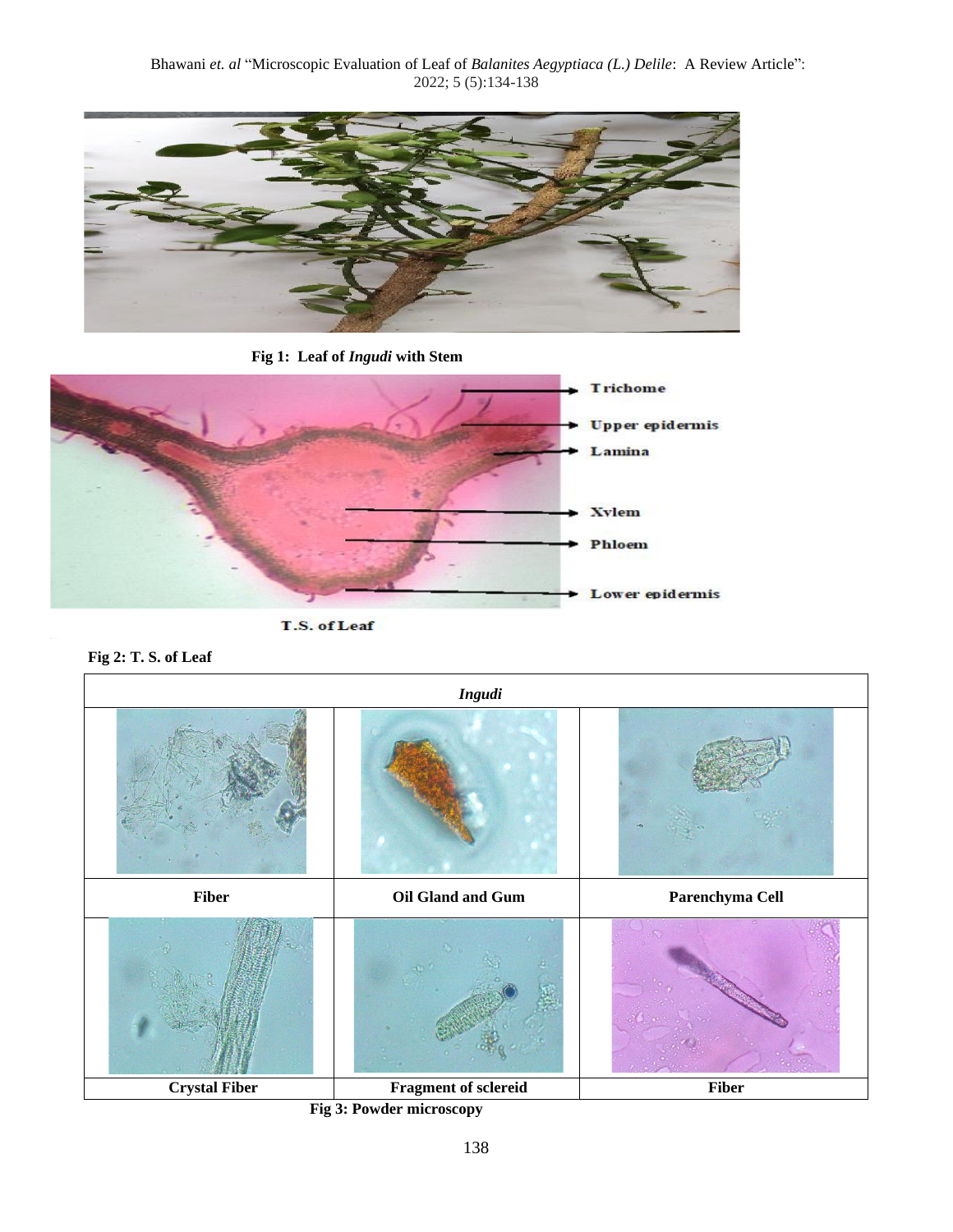Fig 1: Leaf of *Ingudi* with Stem

Trichome

Upper epidermis

Lamina

Xylem

Phloem

Lower epidermis

T.S. of Leaf

Fig 2: T. S. of Leaf

| *Ingudi* | | |
|---|---|---|
| | | |
| **Fiber** | **Oil Gland and Gum** | **Parenchyma Cell** |
| | | |
| **Crystal Fiber** | **Fragment of sclereid** | **Fiber** |

**Fig 3: Powder microscopy**